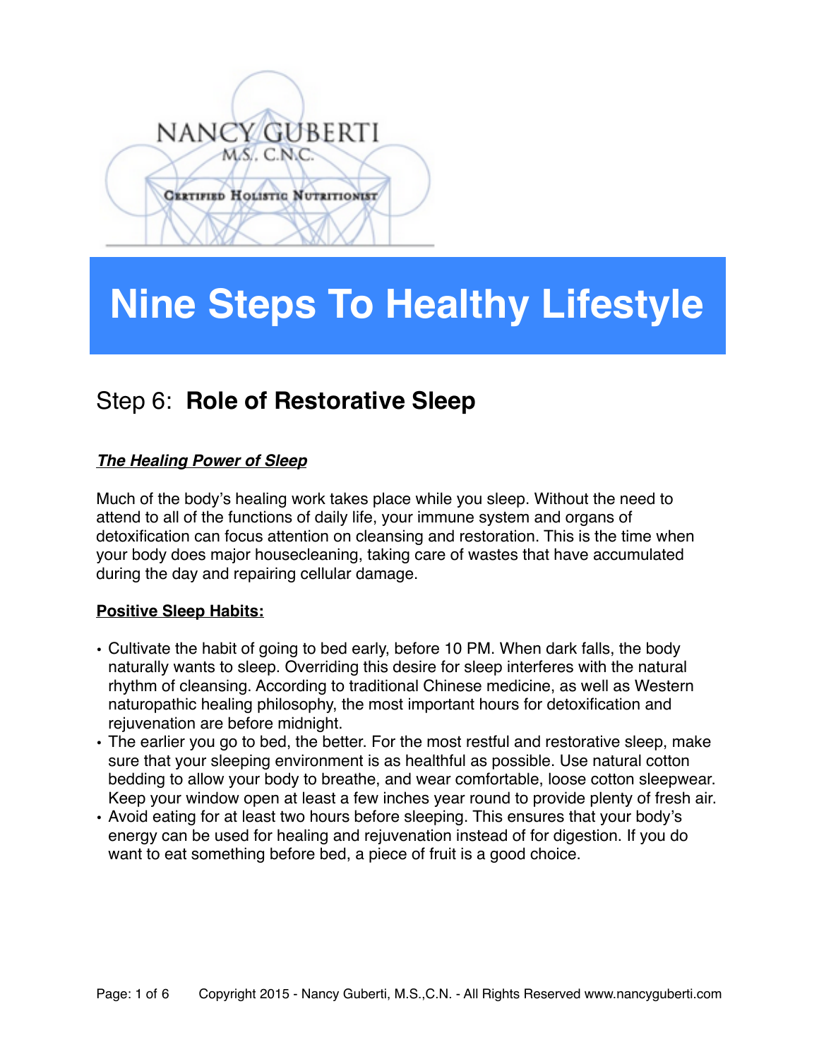NANCY GUBERTI
M.S., C.N.C.
Certified Holistic Nutritionist

# Nine Steps To Healthy Lifestyle

## Step 6: **Role of Restorative Sleep**

***The Healing Power of Sleep***

Much of the body's healing work takes place while you sleep. Without the need to attend to all of the functions of daily life, your immune system and organs of detoxification can focus attention on cleansing and restoration. This is the time when your body does major housecleaning, taking care of wastes that have accumulated during the day and repairing cellular damage.

**Positive Sleep Habits:**

- Cultivate the habit of going to bed early, before 10 PM. When dark falls, the body naturally wants to sleep. Overriding this desire for sleep interferes with the natural rhythm of cleansing. According to traditional Chinese medicine, as well as Western naturopathic healing philosophy, the most important hours for detoxification and rejuvenation are before midnight.
- The earlier you go to bed, the better. For the most restful and restorative sleep, make sure that your sleeping environment is as healthful as possible. Use natural cotton bedding to allow your body to breathe, and wear comfortable, loose cotton sleepwear. Keep your window open at least a few inches year round to provide plenty of fresh air.
- Avoid eating for at least two hours before sleeping. This ensures that your body's energy can be used for healing and rejuvenation instead of for digestion. If you do want to eat something before bed, a piece of fruit is a good choice.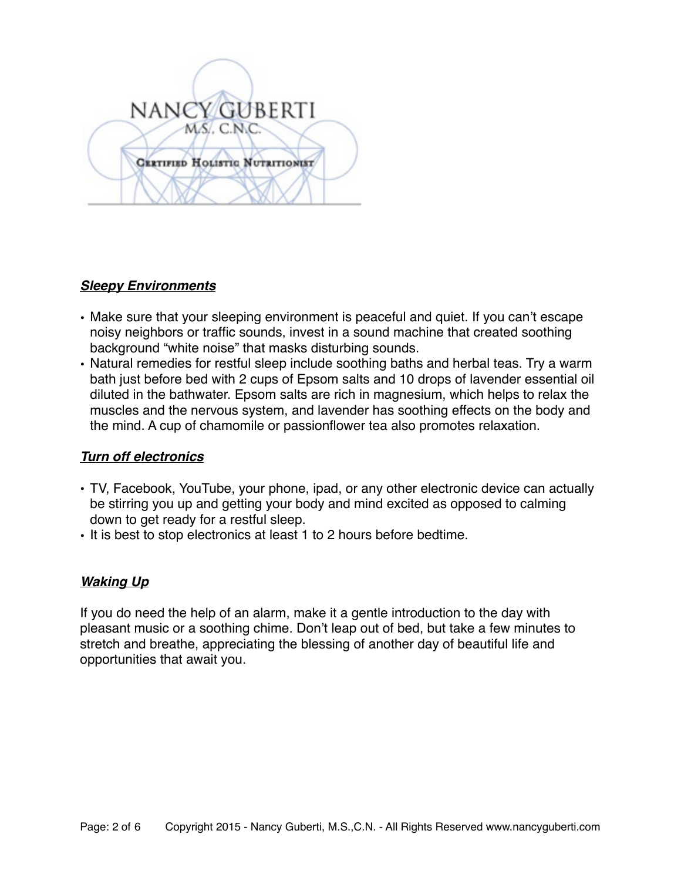NANCY GUBERTI
M.S., C.N.C.
Certified Holistic Nutritionist

### ***Sleepy Environments***

- Make sure that your sleeping environment is peaceful and quiet. If you can't escape noisy neighbors or traffic sounds, invest in a sound machine that created soothing background "white noise" that masks disturbing sounds.
- Natural remedies for restful sleep include soothing baths and herbal teas. Try a warm bath just before bed with 2 cups of Epsom salts and 10 drops of lavender essential oil diluted in the bathwater. Epsom salts are rich in magnesium, which helps to relax the muscles and the nervous system, and lavender has soothing effects on the body and the mind. A cup of chamomile or passionflower tea also promotes relaxation.

### ***Turn off electronics***

- TV, Facebook, YouTube, your phone, ipad, or any other electronic device can actually be stirring you up and getting your body and mind excited as opposed to calming down to get ready for a restful sleep.
- It is best to stop electronics at least 1 to 2 hours before bedtime.

### ***Waking Up***

If you do need the help of an alarm, make it a gentle introduction to the day with pleasant music or a soothing chime. Don't leap out of bed, but take a few minutes to stretch and breathe, appreciating the blessing of another day of beautiful life and opportunities that await you.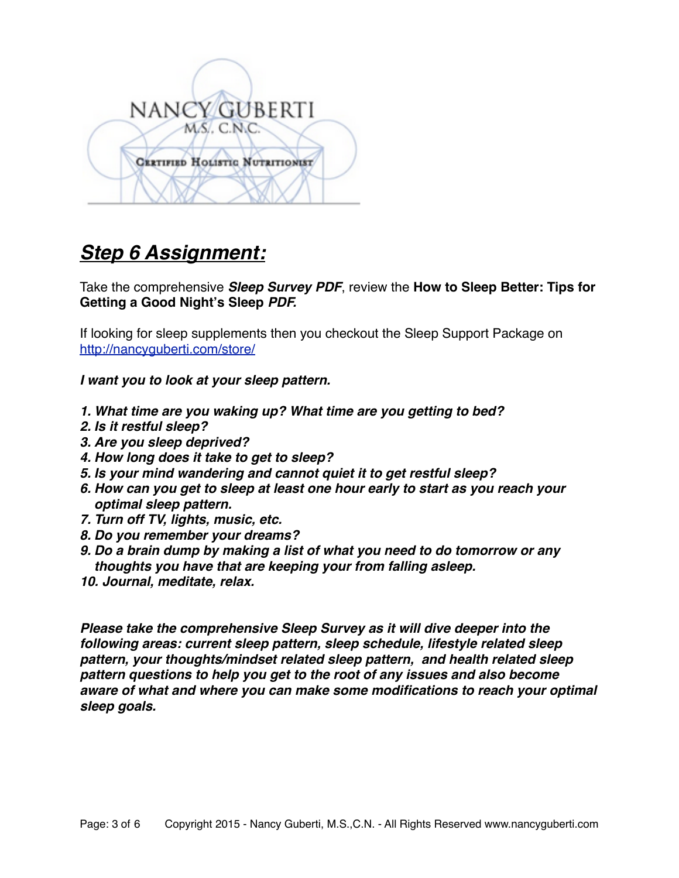NANCY GUBERTI
M.S., C.N.C.

CERTIFIED HOLISTIC NUTRITIONIST

## ***Step 6 Assignment:***

Take the comprehensive ***Sleep Survey PDF***, review the **How to Sleep Better: Tips for Getting a Good Night's Sleep *PDF.***

If looking for sleep supplements then you checkout the Sleep Support Package on [http://nancyguberti.com/store/](http://nancyguberti.com/store/)

***I want you to look at your sleep pattern.***

1. ***What time are you waking up? What time are you getting to bed?***
2. ***Is it restful sleep?***
3. ***Are you sleep deprived?***
4. ***How long does it take to get to sleep?***
5. ***Is your mind wandering and cannot quiet it to get restful sleep?***
6. ***How can you get to sleep at least one hour early to start as you reach your optimal sleep pattern.***
7. ***Turn off TV, lights, music, etc.***
8. ***Do you remember your dreams?***
9. ***Do a brain dump by making a list of what you need to do tomorrow or any thoughts you have that are keeping your from falling asleep.***
10. ***Journal, meditate, relax.***

***Please take the comprehensive Sleep Survey as it will dive deeper into the following areas: current sleep pattern, sleep schedule, lifestyle related sleep pattern, your thoughts/mindset related sleep pattern, and health related sleep pattern questions to help you get to the root of any issues and also become aware of what and where you can make some modifications to reach your optimal sleep goals.***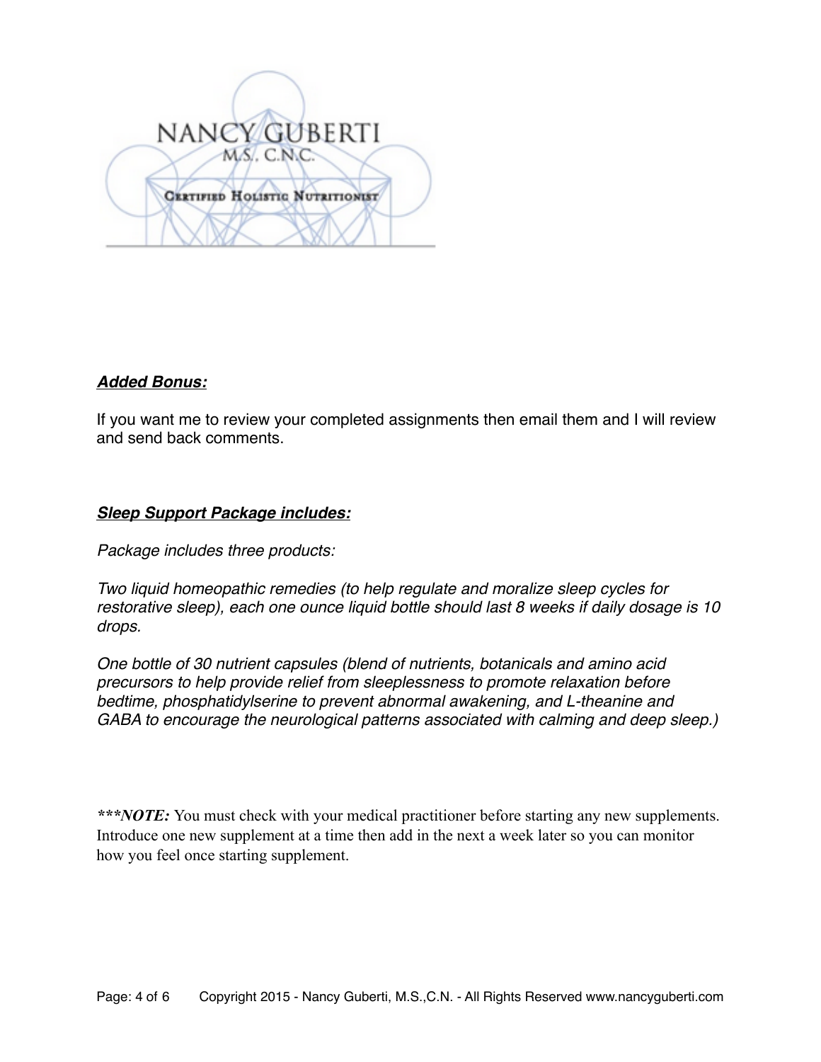NANCY GUBERTI
M.S., C.N.C.
Certified Holistic Nutritionist

***Added Bonus:***

If you want me to review your completed assignments then email them and I will review and send back comments.

***Sleep Support Package includes:***

*Package includes three products:*

*Two liquid homeopathic remedies (to help regulate and moralize sleep cycles for restorative sleep), each one ounce liquid bottle should last 8 weeks if daily dosage is 10 drops.*

*One bottle of 30 nutrient capsules (blend of nutrients, botanicals and amino acid precursors to help provide relief from sleeplessness to promote relaxation before bedtime, phosphatidylserine to prevent abnormal awakening, and L-theanine and GABA to encourage the neurological patterns associated with calming and deep sleep.)*

***\*\*\*NOTE:*** You must check with your medical practitioner before starting any new supplements. Introduce one new supplement at a time then add in the next a week later so you can monitor how you feel once starting supplement.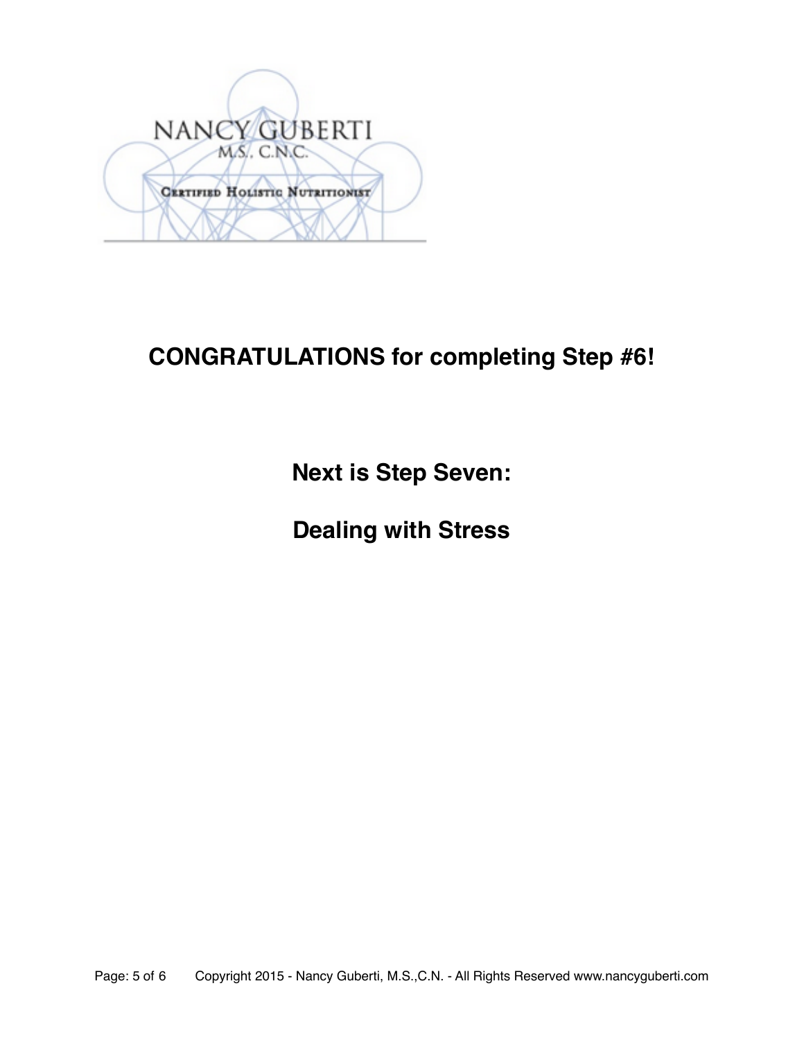NANCY GUBERTI
M.S., C.N.C.
Certified Holistic Nutritionist

## CONGRATULATIONS for completing Step #6!

## Next is Step Seven:

## Dealing with Stress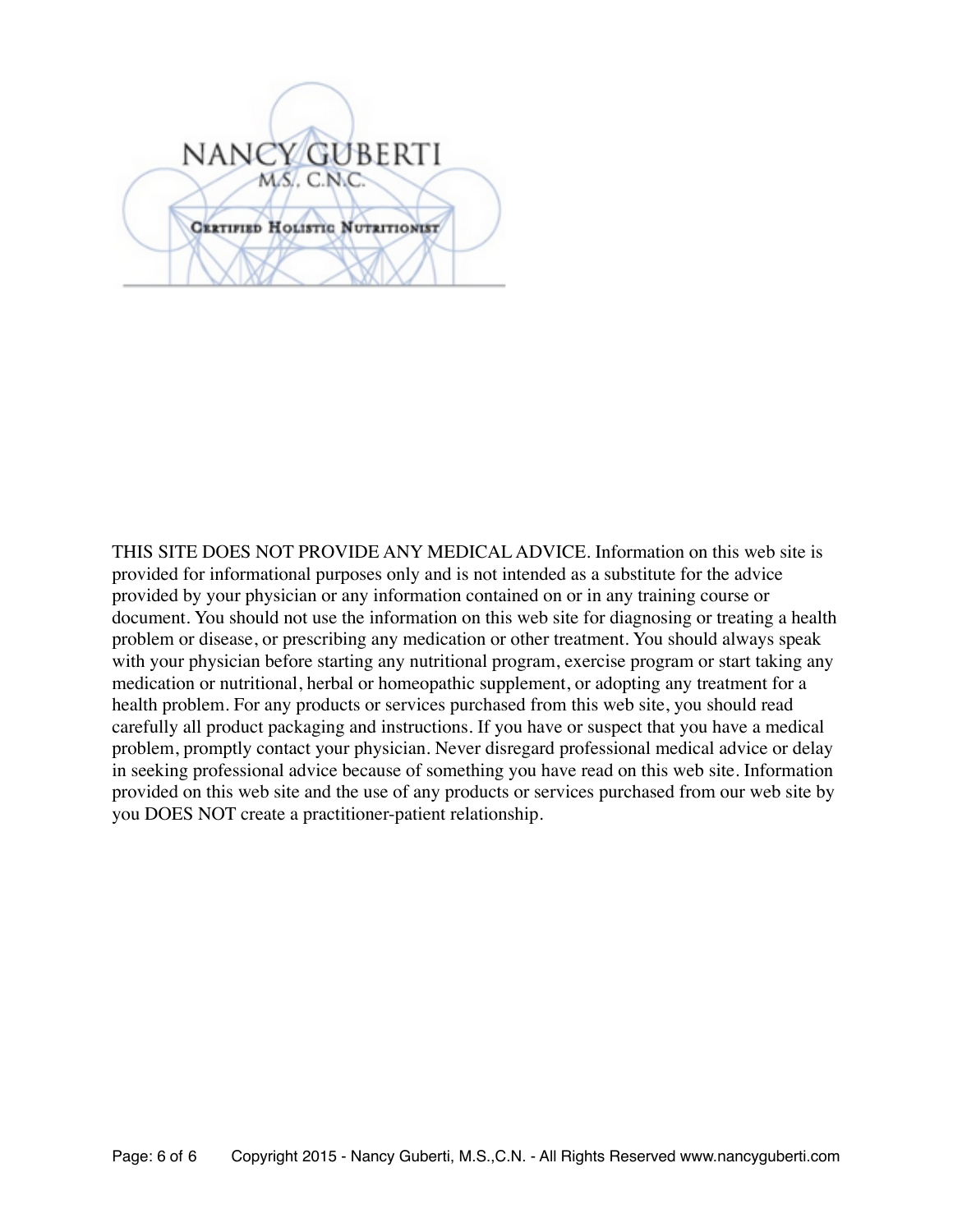NANCY GUBERTI

M.S., C.N.C.

Certified Holistic Nutritionist

THIS SITE DOES NOT PROVIDE ANY MEDICAL ADVICE. Information on this web site is provided for informational purposes only and is not intended as a substitute for the advice provided by your physician or any information contained on or in any training course or document. You should not use the information on this web site for diagnosing or treating a health problem or disease, or prescribing any medication or other treatment. You should always speak with your physician before starting any nutritional program, exercise program or start taking any medication or nutritional, herbal or homeopathic supplement, or adopting any treatment for a health problem. For any products or services purchased from this web site, you should read carefully all product packaging and instructions. If you have or suspect that you have a medical problem, promptly contact your physician. Never disregard professional medical advice or delay in seeking professional advice because of something you have read on this web site. Information provided on this web site and the use of any products or services purchased from our web site by you DOES NOT create a practitioner-patient relationship.